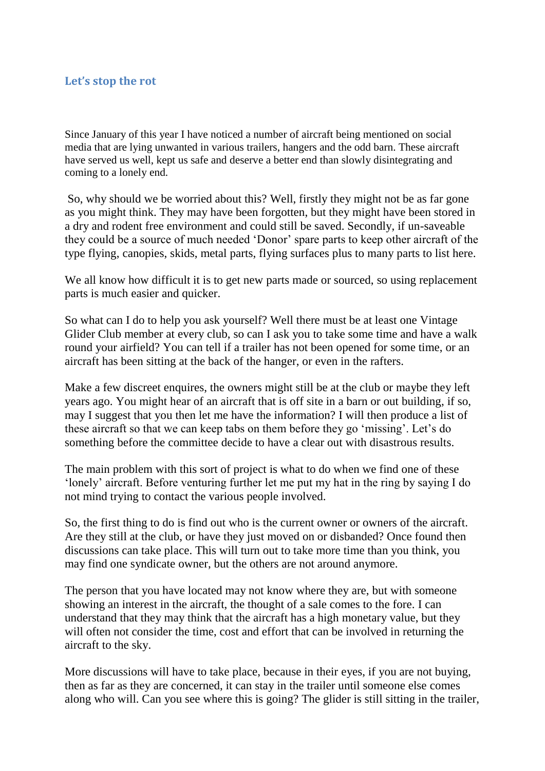## Let's stop the rot

Since January of this year I have noticed a number of aircraft being mentioned on social media that are lying unwanted in various trailers, hangers and the odd barn. These aircraft have served us well, kept us safe and deserve a better end than slowly disintegrating and coming to a lonely end.

So, why should we be worried about this? Well, firstly they might not be as far gone as you might think. They may have been forgotten, but they might have been stored in a dry and rodent free environment and could still be saved. Secondly, if un-saveable they could be a source of much needed 'Donor' spare parts to keep other aircraft of the type flying, canopies, skids, metal parts, flying surfaces plus to many parts to list here.

We all know how difficult it is to get new parts made or sourced, so using replacement parts is much easier and quicker.

So what can I do to help you ask yourself? Well there must be at least one Vintage Glider Club member at every club, so can I ask you to take some time and have a walk round your airfield? You can tell if a trailer has not been opened for some time, or an aircraft has been sitting at the back of the hanger, or even in the rafters.

Make a few discreet enquires, the owners might still be at the club or maybe they left years ago. You might hear of an aircraft that is off site in a barn or out building, if so, may I suggest that you then let me have the information? I will then produce a list of these aircraft so that we can keep tabs on them before they go 'missing'. Let's do something before the committee decide to have a clear out with disastrous results.

The main problem with this sort of project is what to do when we find one of these 'lonely' aircraft. Before venturing further let me put my hat in the ring by saying I do not mind trying to contact the various people involved.

So, the first thing to do is find out who is the current owner or owners of the aircraft. Are they still at the club, or have they just moved on or disbanded? Once found then discussions can take place. This will turn out to take more time than you think, you may find one syndicate owner, but the others are not around anymore.

The person that you have located may not know where they are, but with someone showing an interest in the aircraft, the thought of a sale comes to the fore. I can understand that they may think that the aircraft has a high monetary value, but they will often not consider the time, cost and effort that can be involved in returning the aircraft to the sky.

More discussions will have to take place, because in their eyes, if you are not buying, then as far as they are concerned, it can stay in the trailer until someone else comes along who will. Can you see where this is going? The glider is still sitting in the trailer,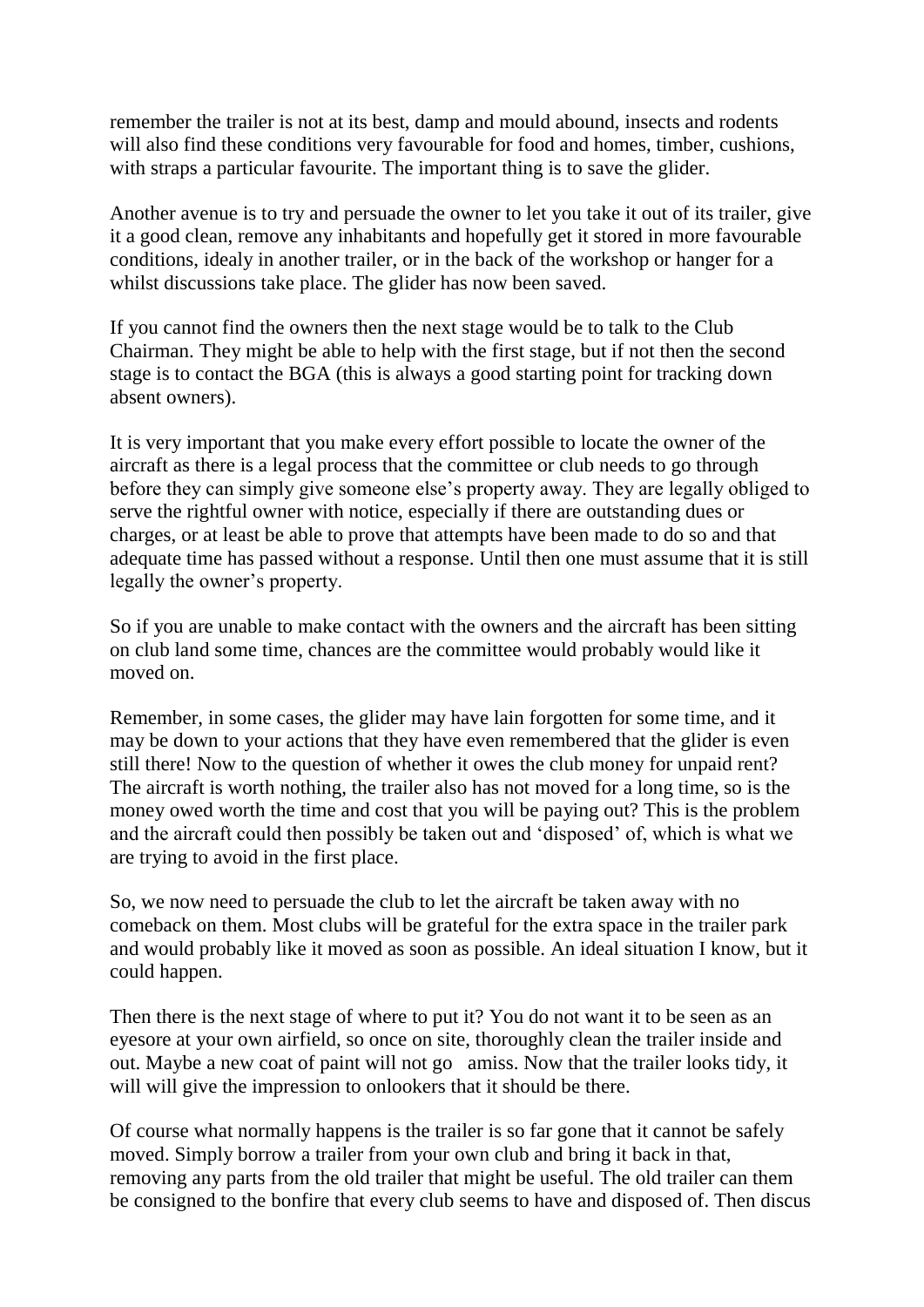remember the trailer is not at its best, damp and mould abound, insects and rodents will also find these conditions very favourable for food and homes, timber, cushions, with straps a particular favourite. The important thing is to save the glider.

Another avenue is to try and persuade the owner to let you take it out of its trailer, give it a good clean, remove any inhabitants and hopefully get it stored in more favourable conditions, idealy in another trailer, or in the back of the workshop or hanger for a whilst discussions take place. The glider has now been saved.

If you cannot find the owners then the next stage would be to talk to the Club Chairman. They might be able to help with the first stage, but if not then the second stage is to contact the BGA (this is always a good starting point for tracking down absent owners).

It is very important that you make every effort possible to locate the owner of the aircraft as there is a legal process that the committee or club needs to go through before they can simply give someone else's property away. They are legally obliged to serve the rightful owner with notice, especially if there are outstanding dues or charges, or at least be able to prove that attempts have been made to do so and that adequate time has passed without a response. Until then one must assume that it is still legally the owner's property.

So if you are unable to make contact with the owners and the aircraft has been sitting on club land some time, chances are the committee would probably would like it moved on.

Remember, in some cases, the glider may have lain forgotten for some time, and it may be down to your actions that they have even remembered that the glider is even still there! Now to the question of whether it owes the club money for unpaid rent? The aircraft is worth nothing, the trailer also has not moved for a long time, so is the money owed worth the time and cost that you will be paying out? This is the problem and the aircraft could then possibly be taken out and 'disposed' of, which is what we are trying to avoid in the first place.

So, we now need to persuade the club to let the aircraft be taken away with no comeback on them. Most clubs will be grateful for the extra space in the trailer park and would probably like it moved as soon as possible. An ideal situation I know, but it could happen.

Then there is the next stage of where to put it? You do not want it to be seen as an eyesore at your own airfield, so once on site, thoroughly clean the trailer inside and out. Maybe a new coat of paint will not go amiss. Now that the trailer looks tidy, it will will give the impression to onlookers that it should be there.

Of course what normally happens is the trailer is so far gone that it cannot be safely moved. Simply borrow a trailer from your own club and bring it back in that, removing any parts from the old trailer that might be useful. The old trailer can them be consigned to the bonfire that every club seems to have and disposed of. Then discus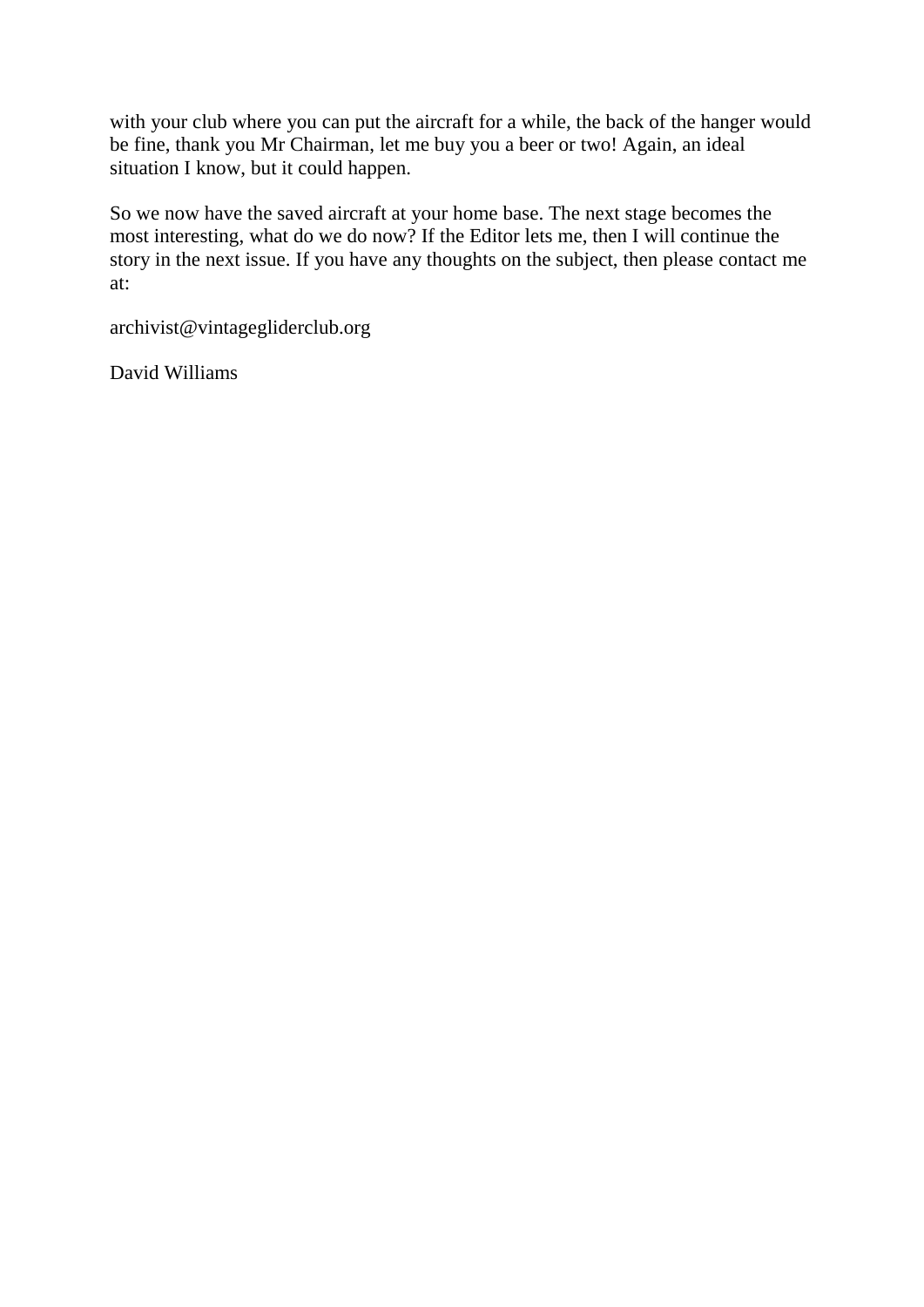with your club where you can put the aircraft for a while, the back of the hanger would be fine, thank you Mr Chairman, let me buy you a beer or two! Again, an ideal situation I know, but it could happen.

So we now have the saved aircraft at your home base. The next stage becomes the most interesting, what do we do now? If the Editor lets me, then I will continue the story in the next issue. If you have any thoughts on the subject, then please contact me at:

archivist@vintagegliderclub.org

David Williams